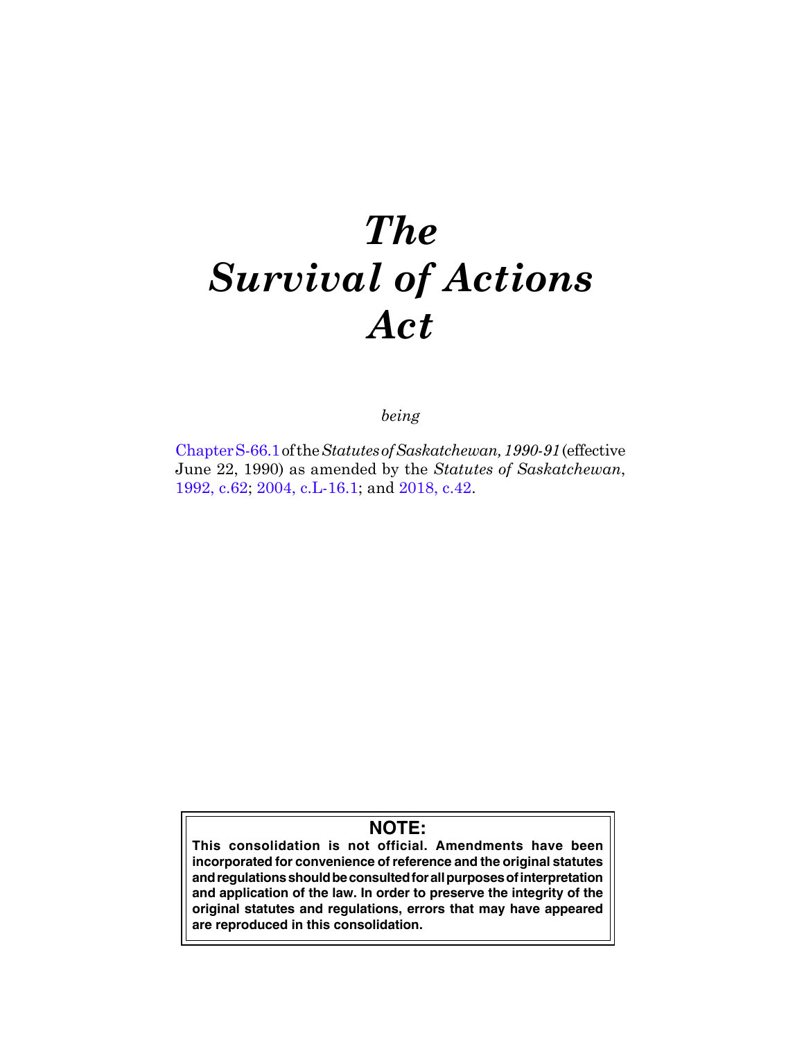# *The Survival of Actions Act*

*being*

Chapter S-66.1 of the *Statutes of Saskatchewan, 1990-91* (effective June 22, 1990) as amended by the *Statutes of Saskatchewan*, 1992, c.62; 2004, c.L-16.1; and 2018, c.42.

**NOTE:**

**This consolidation is not official. Amendments have been incorporated for convenience of reference and the original statutes and regulations should be consulted for all purposes of interpretation and application of the law. In order to preserve the integrity of the original statutes and regulations, errors that may have appeared are reproduced in this consolidation.**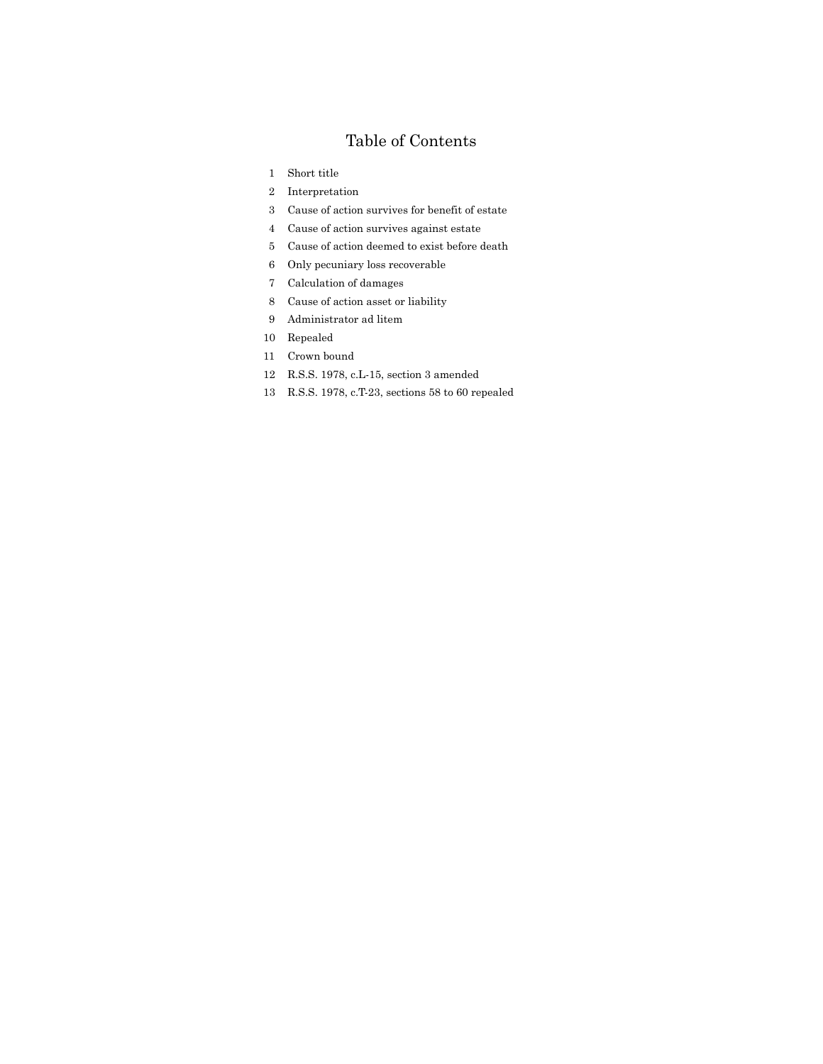# Table of Contents

1 Short title

2 Interpretation

3 Cause of action survives for benefit of estate

4 Cause of action survives against estate

5 Cause of action deemed to exist before death

6 Only pecuniary loss recoverable

7 Calculation of damages

8 Cause of action asset or liability

9 Administrator ad litem

10 Repealed

11 Crown bound

12 R.S.S. 1978, c.L-15, section 3 amended

13 R.S.S. 1978, c.T-23, sections 58 to 60 repealed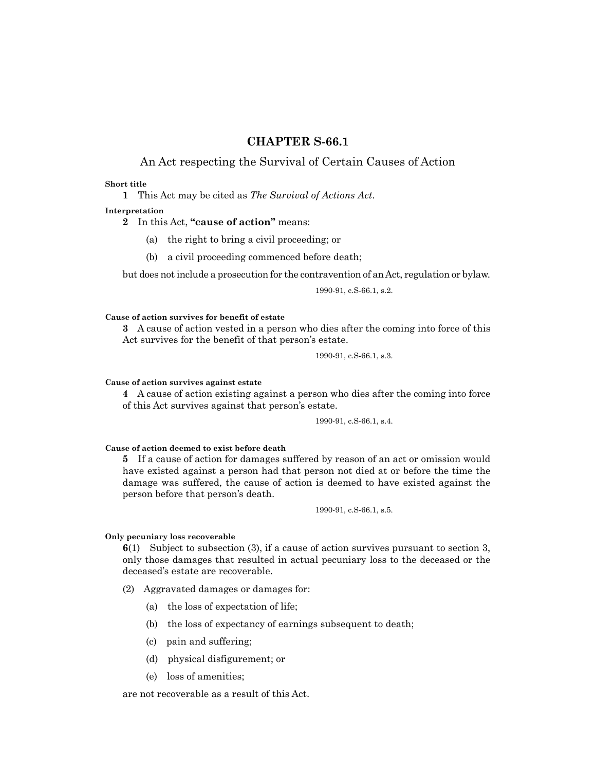# CHAPTER S-66.1

## An Act respecting the Survival of Certain Causes of Action

**Short title**

**1** This Act may be cited as *The Survival of Actions Act*.

**Interpretation**

**2** In this Act, **"cause of action"** means:

(a) the right to bring a civil proceeding; or

(b) a civil proceeding commenced before death;

but does not include a prosecution for the contravention of an Act, regulation or bylaw.

1990-91, c.S-66.1, s.2.

**Cause of action survives for benefit of estate**

**3** A cause of action vested in a person who dies after the coming into force of this Act survives for the benefit of that person's estate.

1990-91, c.S-66.1, s.3.

**Cause of action survives against estate**

**4** A cause of action existing against a person who dies after the coming into force of this Act survives against that person's estate.

1990-91, c.S-66.1, s.4.

**Cause of action deemed to exist before death**

**5** If a cause of action for damages suffered by reason of an act or omission would have existed against a person had that person not died at or before the time the damage was suffered, the cause of action is deemed to have existed against the person before that person's death.

1990-91, c.S-66.1, s.5.

**Only pecuniary loss recoverable**

**6**(1) Subject to subsection (3), if a cause of action survives pursuant to section 3, only those damages that resulted in actual pecuniary loss to the deceased or the deceased's estate are recoverable.

(2) Aggravated damages or damages for:

(a) the loss of expectation of life;

(b) the loss of expectancy of earnings subsequent to death;

(c) pain and suffering;

(d) physical disfigurement; or

(e) loss of amenities;

are not recoverable as a result of this Act.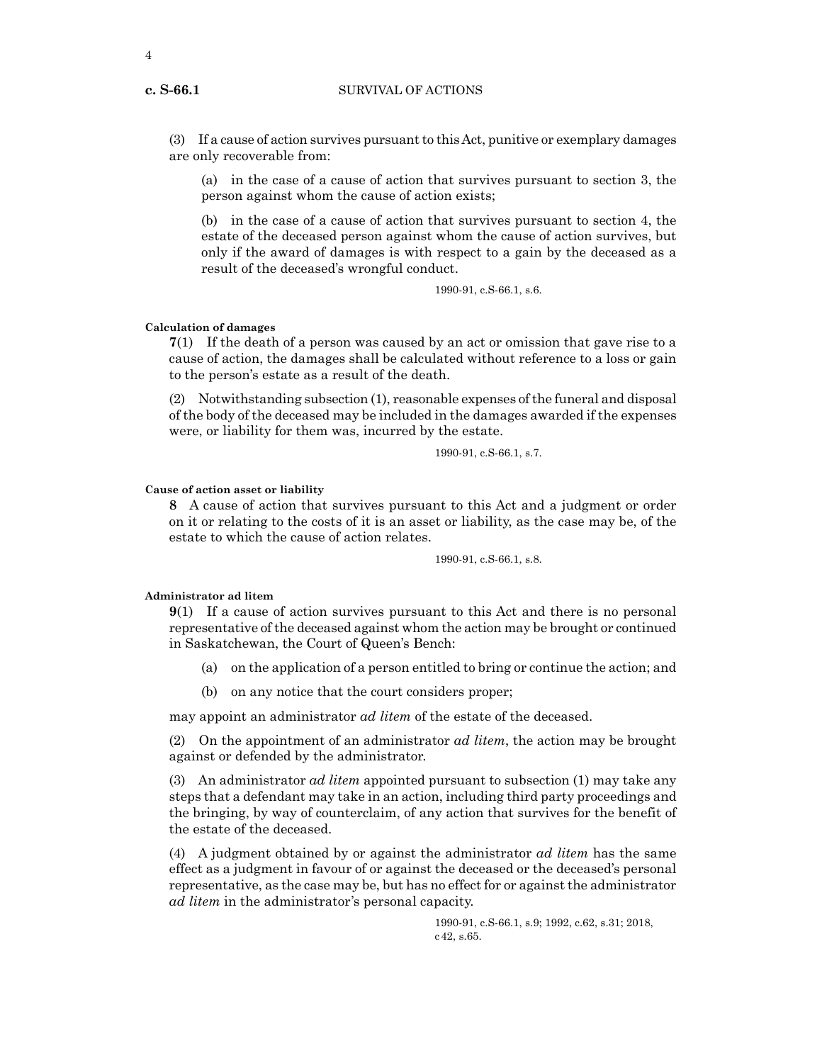(3) If a cause of action survives pursuant to this Act, punitive or exemplary damages are only recoverable from:

(a) in the case of a cause of action that survives pursuant to section 3, the person against whom the cause of action exists;

(b) in the case of a cause of action that survives pursuant to section 4, the estate of the deceased person against whom the cause of action survives, but only if the award of damages is with respect to a gain by the deceased as a result of the deceased's wrongful conduct.

1990-91, c.S-66.1, s.6.

**Calculation of damages**

**7**(1) If the death of a person was caused by an act or omission that gave rise to a cause of action, the damages shall be calculated without reference to a loss or gain to the person's estate as a result of the death.

(2) Notwithstanding subsection (1), reasonable expenses of the funeral and disposal of the body of the deceased may be included in the damages awarded if the expenses were, or liability for them was, incurred by the estate.

1990-91, c.S-66.1, s.7.

**Cause of action asset or liability**

**8** A cause of action that survives pursuant to this Act and a judgment or order on it or relating to the costs of it is an asset or liability, as the case may be, of the estate to which the cause of action relates.

1990-91, c.S-66.1, s.8.

**Administrator ad litem**

**9**(1) If a cause of action survives pursuant to this Act and there is no personal representative of the deceased against whom the action may be brought or continued in Saskatchewan, the Court of Queen's Bench:

(a) on the application of a person entitled to bring or continue the action; and

(b) on any notice that the court considers proper;

may appoint an administrator *ad litem* of the estate of the deceased.

(2) On the appointment of an administrator *ad litem*, the action may be brought against or defended by the administrator.

(3) An administrator *ad litem* appointed pursuant to subsection (1) may take any steps that a defendant may take in an action, including third party proceedings and the bringing, by way of counterclaim, of any action that survives for the benefit of the estate of the deceased.

(4) A judgment obtained by or against the administrator *ad litem* has the same effect as a judgment in favour of or against the deceased or the deceased's personal representative, as the case may be, but has no effect for or against the administrator *ad litem* in the administrator's personal capacity.

1990-91, c.S-66.1, s.9; 1992, c.62, s.31; 2018, c 42, s.65.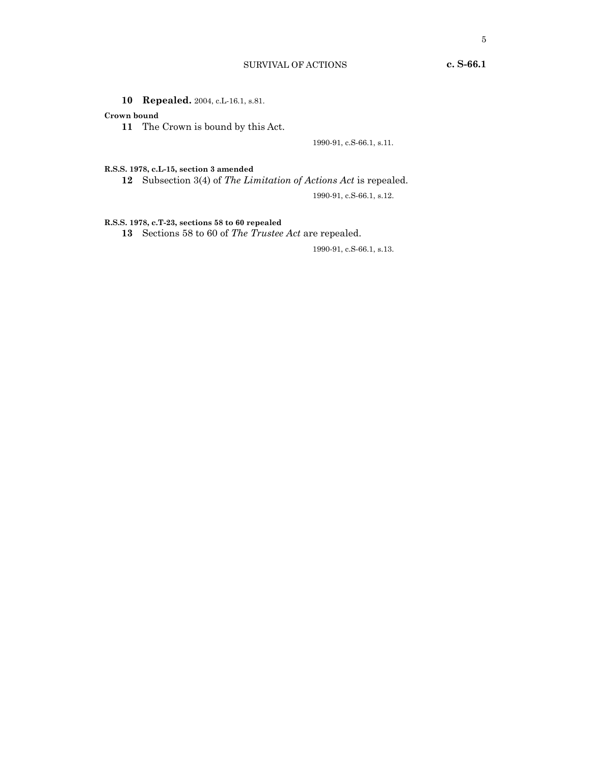**10** **Repealed.** 2004, c.L-16.1, s.81.

**Crown bound**

**11** The Crown is bound by this Act.

1990-91, c.S-66.1, s.11.

**R.S.S. 1978, c.L-15, section 3 amended**

**12** Subsection 3(4) of *The Limitation of Actions Act* is repealed.

1990-91, c.S-66.1, s.12.

**R.S.S. 1978, c.T-23, sections 58 to 60 repealed**

**13** Sections 58 to 60 of *The Trustee Act* are repealed.

1990-91, c.S-66.1, s.13.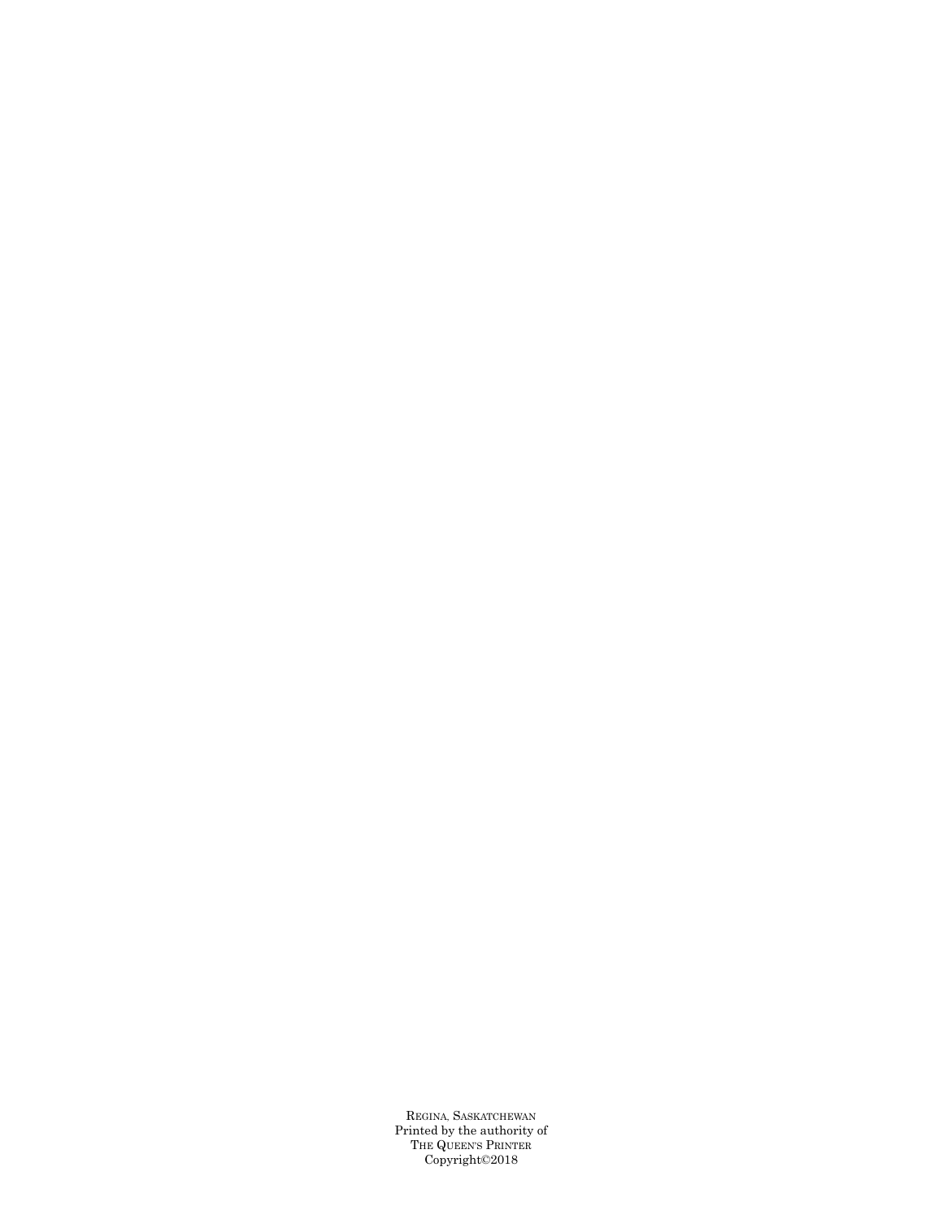REGINA, SASKATCHEWAN
Printed by the authority of
THE QUEEN'S PRINTER
Copyright©2018